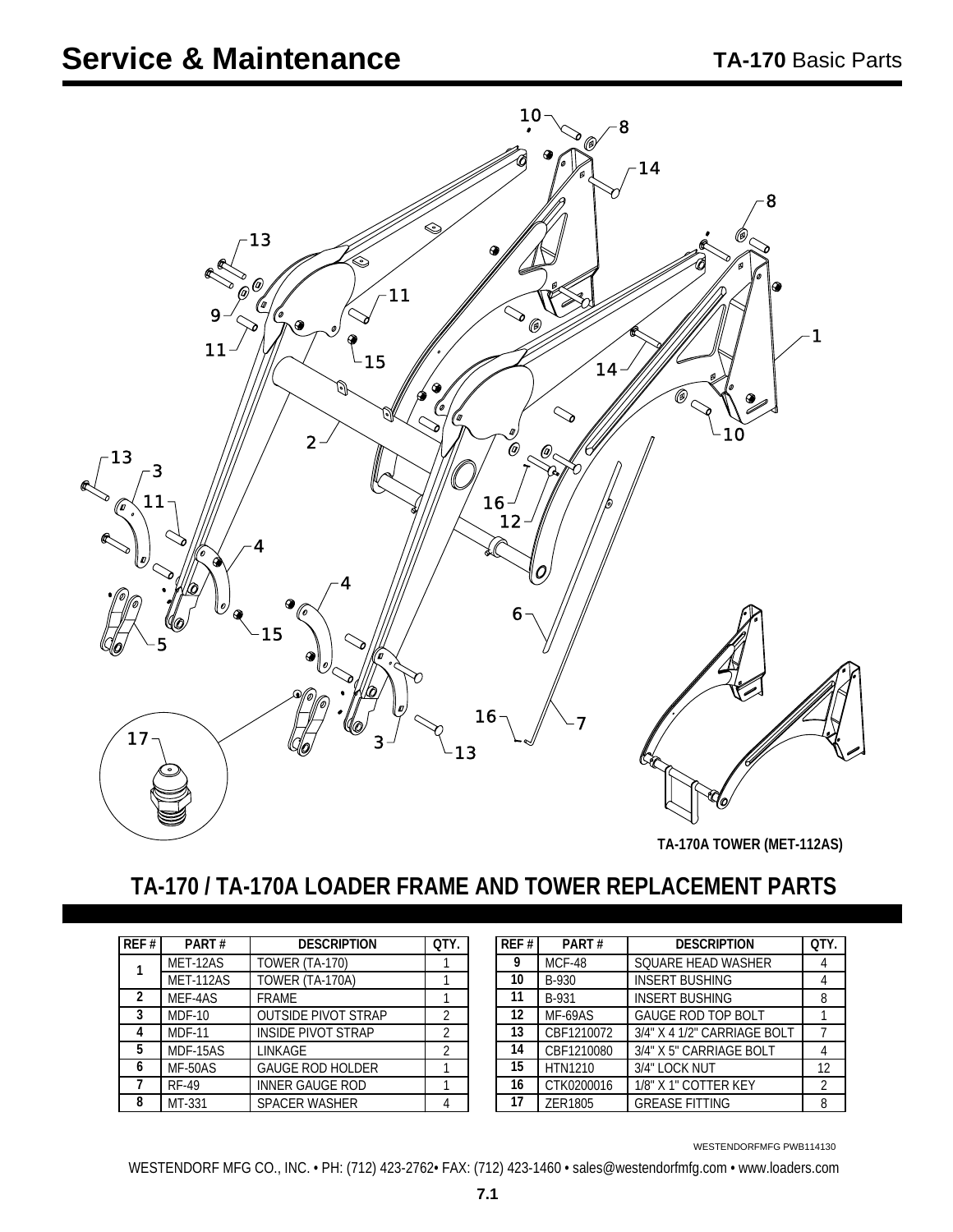# Service & Maintenance

**TA-170** Basic Parts

**TA-170A TOWER (MET-112AS)**

## TA-170 / TA-170A LOADER FRAME AND TOWER REPLACEMENT PARTS

| REF # | PART # | DESCRIPTION | QTY. |
|---|---|---|---|
| 1 | MET-12AS | TOWER (TA-170) | 1 |
| | MET-112AS | TOWER (TA-170A) | 1 |
| 2 | MEF-4AS | FRAME | 1 |
| 3 | MDF-10 | OUTSIDE PIVOT STRAP | 2 |
| 4 | MDF-11 | INSIDE PIVOT STRAP | 2 |
| 5 | MDF-15AS | LINKAGE | 2 |
| 6 | MF-50AS | GAUGE ROD HOLDER | 1 |
| 7 | RF-49 | INNER GAUGE ROD | 1 |
| 8 | MT-331 | SPACER WASHER | 4 |

| REF # | PART # | DESCRIPTION | QTY. |
|---|---|---|---|
| 9 | MCF-48 | SQUARE HEAD WASHER | 4 |
| 10 | B-930 | INSERT BUSHING | 4 |
| 11 | B-931 | INSERT BUSHING | 8 |
| 12 | MF-69AS | GAUGE ROD TOP BOLT | 1 |
| 13 | CBF1210072 | 3/4" X 4 1/2" CARRIAGE BOLT | 7 |
| 14 | CBF1210080 | 3/4" X 5" CARRIAGE BOLT | 4 |
| 15 | HTN1210 | 3/4" LOCK NUT | 12 |
| 16 | CTK0200016 | 1/8" X 1" COTTER KEY | 2 |
| 17 | ZER1805 | GREASE FITTING | 8 |

WESTENDORFMFG PWB114130

WESTENDORF MFG CO., INC. • PH: (712) 423-2762• FAX: (712) 423-1460 • sales@westendorfmfg.com • www.loaders.com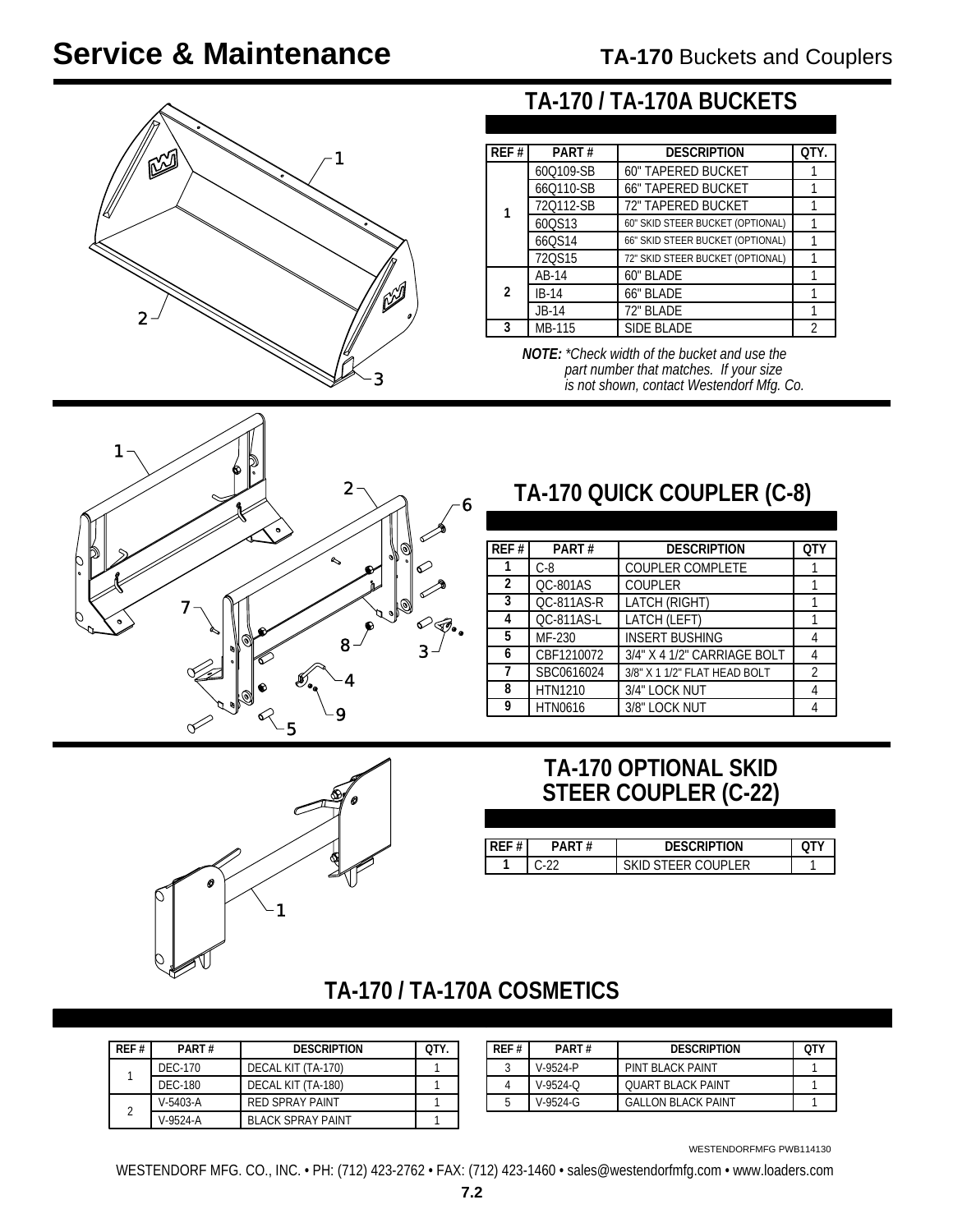# Service & Maintenance

## TA-170 Buckets and Couplers

### TA-170 / TA-170A BUCKETS

| REF # | PART # | DESCRIPTION | QTY. |
|---|---|---|---|
| 1 | 60Q109-SB | 60" TAPERED BUCKET | 1 |
| | 66Q110-SB | 66" TAPERED BUCKET | 1 |
| | 72Q112-SB | 72" TAPERED BUCKET | 1 |
| | 60QS13 | 60" SKID STEER BUCKET (OPTIONAL) | 1 |
| | 66QS14 | 66" SKID STEER BUCKET (OPTIONAL) | 1 |
| | 72QS15 | 72" SKID STEER BUCKET (OPTIONAL) | 1 |
| 2 | AB-14 | 60" BLADE | 1 |
| | IB-14 | 66" BLADE | 1 |
| | JB-14 | 72" BLADE | 1 |
| 3 | MB-115 | SIDE BLADE | 2 |

***NOTE:*** *\*Check width of the bucket and use the part number that matches. If your size is not shown, contact Westendorf Mfg. Co.*

### TA-170 QUICK COUPLER (C-8)

| REF # | PART # | DESCRIPTION | QTY |
|---|---|---|---|
| 1 | C-8 | COUPLER COMPLETE | 1 |
| 2 | QC-801AS | COUPLER | 1 |
| 3 | QC-811AS-R | LATCH (RIGHT) | 1 |
| 4 | QC-811AS-L | LATCH (LEFT) | 1 |
| 5 | MF-230 | INSERT BUSHING | 4 |
| 6 | CBF1210072 | 3/4" X 4 1/2" CARRIAGE BOLT | 4 |
| 7 | SBC0616024 | 3/8" X 1 1/2" FLAT HEAD BOLT | 2 |
| 8 | HTN1210 | 3/4" LOCK NUT | 4 |
| 9 | HTN0616 | 3/8" LOCK NUT | 4 |

### TA-170 OPTIONAL SKID STEER COUPLER (C-22)

| REF # | PART # | DESCRIPTION | QTY |
|---|---|---|---|
| 1 | C-22 | SKID STEER COUPLER | 1 |

### TA-170 / TA-170A COSMETICS

| REF # | PART # | DESCRIPTION | QTY. |
|---|---|---|---|
| 1 | DEC-170 | DECAL KIT (TA-170) | 1 |
| | DEC-180 | DECAL KIT (TA-180) | 1 |
| 2 | V-5403-A | RED SPRAY PAINT | 1 |
| | V-9524-A | BLACK SPRAY PAINT | 1 |

| REF # | PART # | DESCRIPTION | QTY |
|---|---|---|---|
| 3 | V-9524-P | PINT BLACK PAINT | 1 |
| 4 | V-9524-Q | QUART BLACK PAINT | 1 |
| 5 | V-9524-G | GALLON BLACK PAINT | 1 |

WESTENDORFMFG PWB114130

WESTENDORF MFG. CO., INC. • PH: (712) 423-2762 • FAX: (712) 423-1460 • sales@westendorfmfg.com • www.loaders.com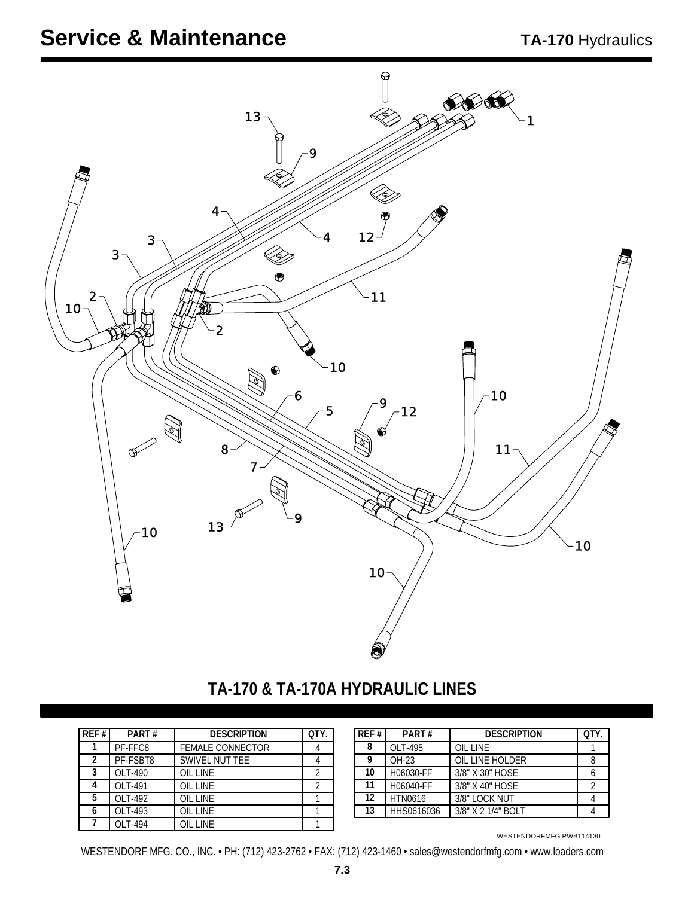# Service & Maintenance

**TA-170** Hydraulics

## TA-170 & TA-170A HYDRAULIC LINES

| REF # | PART # | DESCRIPTION | QTY. |
|---|---|---|---|
| 1 | PF-FFC8 | FEMALE CONNECTOR | 4 |
| 2 | PF-FSBT8 | SWIVEL NUT TEE | 4 |
| 3 | OLT-490 | OIL LINE | 2 |
| 4 | OLT-491 | OIL LINE | 2 |
| 5 | OLT-492 | OIL LINE | 1 |
| 6 | OLT-493 | OIL LINE | 1 |
| 7 | OLT-494 | OIL LINE | 1 |

| REF # | PART # | DESCRIPTION | QTY. |
|---|---|---|---|
| 8 | OLT-495 | OIL LINE | 1 |
| 9 | OH-23 | OIL LINE HOLDER | 8 |
| 10 | H06030-FF | 3/8" X 30" HOSE | 6 |
| 11 | H06040-FF | 3/8" X 40" HOSE | 2 |
| 12 | HTN0616 | 3/8" LOCK NUT | 4 |
| 13 | HHS0616036 | 3/8" X 2 1/4" BOLT | 4 |

WESTENDORFMFG PWB114130

WESTENDORF MFG. CO., INC. • PH: (712) 423-2762 • FAX: (712) 423-1460 • sales@westendorfmfg.com • www.loaders.com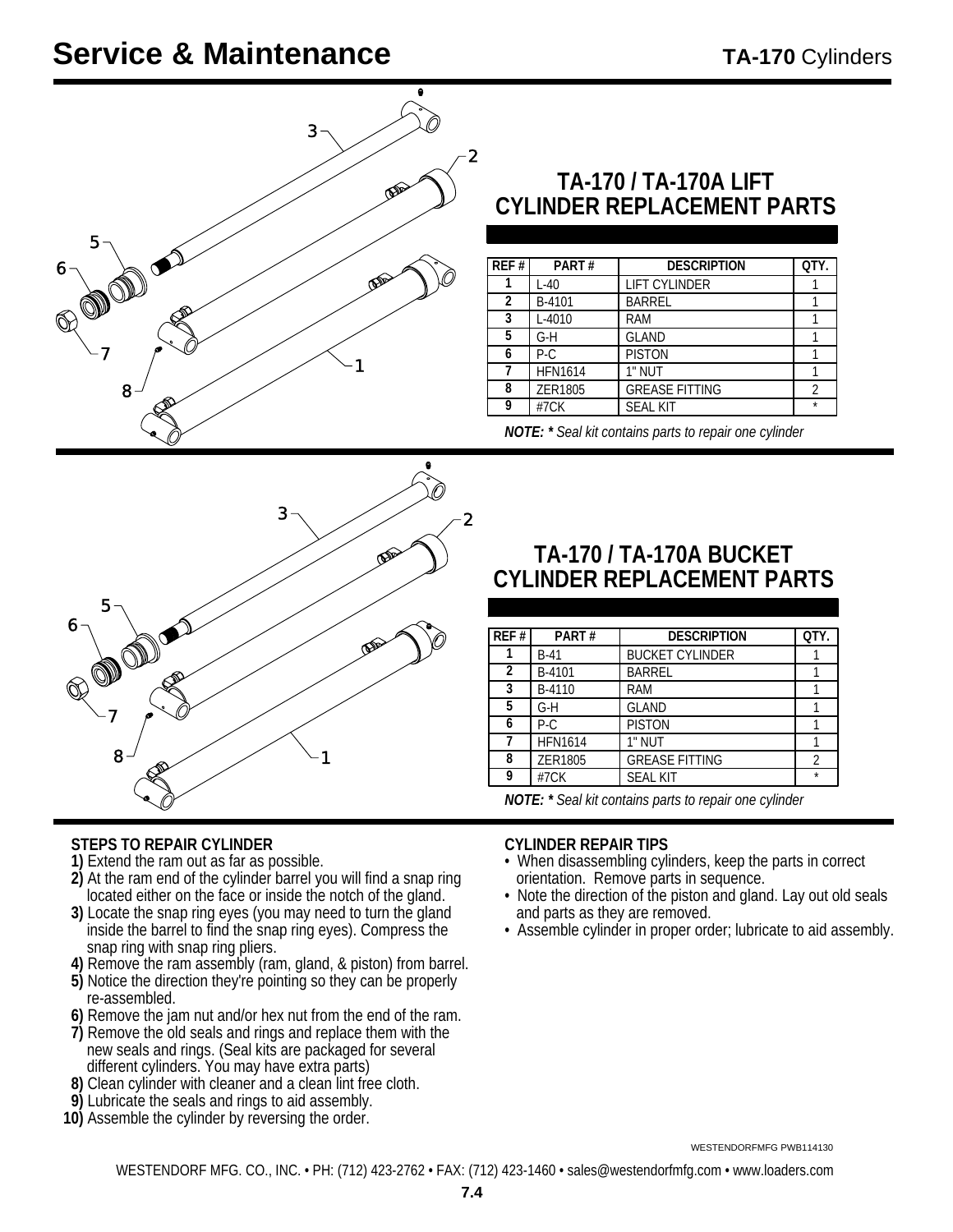# Service & Maintenance

**TA-170** Cylinders

## TA-170 / TA-170A LIFT CYLINDER REPLACEMENT PARTS

| REF # | PART # | DESCRIPTION | QTY. |
|---|---|---|---|
| 1 | L-40 | LIFT CYLINDER | 1 |
| 2 | B-4101 | BARREL | 1 |
| 3 | L-4010 | RAM | 1 |
| 5 | G-H | GLAND | 1 |
| 6 | P-C | PISTON | 1 |
| 7 | HFN1614 | 1" NUT | 1 |
| 8 | ZER1805 | GREASE FITTING | 2 |
| 9 | #7CK | SEAL KIT | * |

***NOTE: **** *Seal kit contains parts to repair one cylinder*

## TA-170 / TA-170A BUCKET CYLINDER REPLACEMENT PARTS

| REF # | PART # | DESCRIPTION | QTY. |
|---|---|---|---|
| 1 | B-41 | BUCKET CYLINDER | 1 |
| 2 | B-4101 | BARREL | 1 |
| 3 | B-4110 | RAM | 1 |
| 5 | G-H | GLAND | 1 |
| 6 | P-C | PISTON | 1 |
| 7 | HFN1614 | 1" NUT | 1 |
| 8 | ZER1805 | GREASE FITTING | 2 |
| 9 | #7CK | SEAL KIT | * |

***NOTE: **** *Seal kit contains parts to repair one cylinder*

### STEPS TO REPAIR CYLINDER

**1)** Extend the ram out as far as possible.
**2)** At the ram end of the cylinder barrel you will find a snap ring located either on the face or inside the notch of the gland.
**3)** Locate the snap ring eyes (you may need to turn the gland inside the barrel to find the snap ring eyes). Compress the snap ring with snap ring pliers.
**4)** Remove the ram assembly (ram, gland, & piston) from barrel.
**5)** Notice the direction they're pointing so they can be properly re-assembled.
**6)** Remove the jam nut and/or hex nut from the end of the ram.
**7)** Remove the old seals and rings and replace them with the new seals and rings. (Seal kits are packaged for several different cylinders. You may have extra parts)
**8)** Clean cylinder with cleaner and a clean lint free cloth.
**9)** Lubricate the seals and rings to aid assembly.
**10)** Assemble the cylinder by reversing the order.

### CYLINDER REPAIR TIPS

- When disassembling cylinders, keep the parts in correct orientation. Remove parts in sequence.
- Note the direction of the piston and gland. Lay out old seals and parts as they are removed.
- Assemble cylinder in proper order; lubricate to aid assembly.

WESTENDORFMFG PWB114130

WESTENDORF MFG. CO., INC. • PH: (712) 423-2762 • FAX: (712) 423-1460 • sales@westendorfmfg.com • www.loaders.com